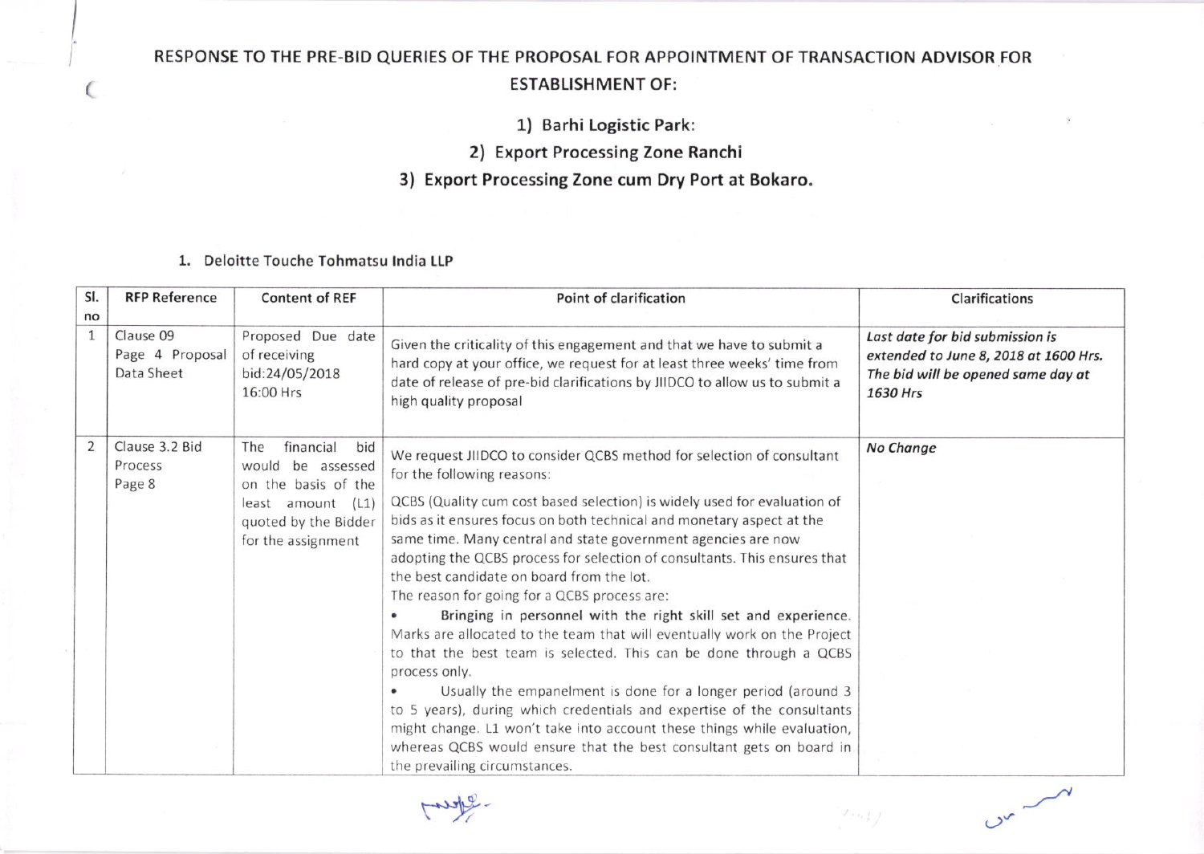# RESPONSE TO THE PRE-BID QUERIES OF THE PROPOSAL FOR APPOINTMENT OF TRANSACTION ADVISOR FOR ESTABLISHMENT OF:

1) **Barhi Logistic Park:**
2) **Export Processing Zone Ranchi**
3) **Export Processing Zone cum Dry Port at Bokaro.**

1. **Deloitte Touche Tohmatsu India LLP**

| Sl. no | RFP Reference | Content of REF | Point of clarification | Clarifications |
|---|---|---|---|---|
| 1 | Clause 09 Page 4 Proposal Data Sheet | Proposed Due date of receiving bid:24/05/2018 16:00 Hrs | Given the criticality of this engagement and that we have to submit a hard copy at your office, we request for at least three weeks' time from date of release of pre-bid clarifications by JIIDCO to allow us to submit a high quality proposal | *Last date for bid submission is extended to June 8, 2018 at 1600 Hrs. The bid will be opened same day at 1630 Hrs* |
| 2 | Clause 3.2 Bid Process Page 8 | The financial bid would be assessed on the basis of the least amount (L1) quoted by the Bidder for the assignment | We request JIIDCO to consider QCBS method for selection of consultant for the following reasons:<br><br>QCBS (Quality cum cost based selection) is widely used for evaluation of bids as it ensures focus on both technical and monetary aspect at the same time. Many central and state government agencies are now adopting the QCBS process for selection of consultants. This ensures that the best candidate on board from the lot.<br>The reason for going for a QCBS process are:<br>• Bringing in personnel with the right skill set and experience. Marks are allocated to the team that will eventually work on the Project to that the best team is selected. This can be done through a QCBS process only.<br>• Usually the empanelment is done for a longer period (around 3 to 5 years), during which credentials and expertise of the consultants might change. L1 won't take into account these things while evaluation, whereas QCBS would ensure that the best consultant gets on board in the prevailing circumstances. | *No Change* |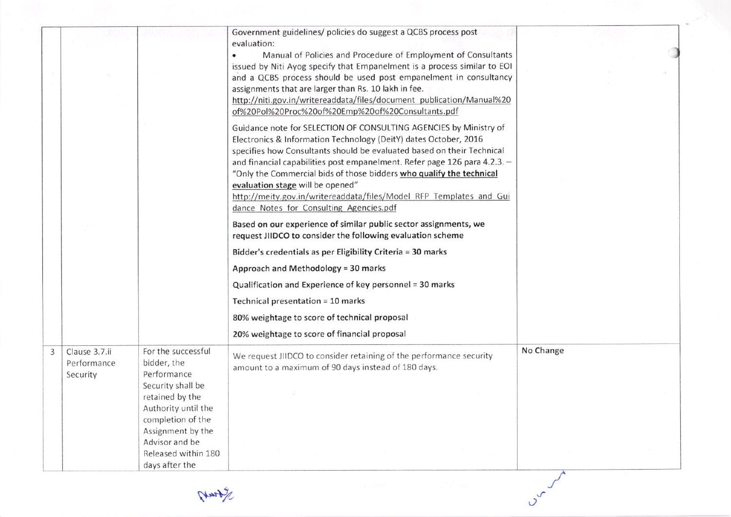| | | | | |
|---|---|---|---|---|
| | | | Government guidelines/ policies do suggest a QCBS process post evaluation:<br>• Manual of Policies and Procedure of Employment of Consultants issued by Niti Ayog specify that Empanelment is a process similar to EOI and a QCBS process should be used post empanelment in consultancy assignments that are larger than Rs. 10 lakh in fee.<br>http://niti.gov.in/writereaddata/files/document_publication/Manual%20of%20Pol%20Proc%20of%20Emp%20of%20Consultants.pdf<br><br>Guidance note for SELECTION OF CONSULTING AGENCIES by Ministry of Electronics & Information Technology (DeitY) dates October, 2016 specifies how Consultants should be evaluated based on their Technical and financial capabilities post empanelment. Refer page 126 para 4.2.3. – "Only the Commercial bids of those bidders **who qualify the technical evaluation stage** will be opened"<br>http://meity.gov.in/writereaddata/files/Model_RFP_Templates_and_Guidance_Notes_for_Consulting_Agencies.pdf<br><br>**Based on our experience of similar public sector assignments, we request JIIDCO to consider the following evaluation scheme**<br><br>**Bidder's credentials as per Eligibility Criteria = 30 marks**<br><br>**Approach and Methodology = 30 marks**<br><br>**Qualification and Experience of key personnel = 30 marks**<br><br>**Technical presentation = 10 marks**<br><br>**80% weightage to score of technical proposal**<br><br>**20% weightage to score of financial proposal** | |
| 3 | Clause 3.7.ii Performance Security | For the successful bidder, the Performance Security shall be retained by the Authority until the completion of the Assignment by the Advisor and be Released within 180 days after the | We request JIIDCO to consider retaining of the performance security amount to a maximum of 90 days instead of 180 days. | No Change |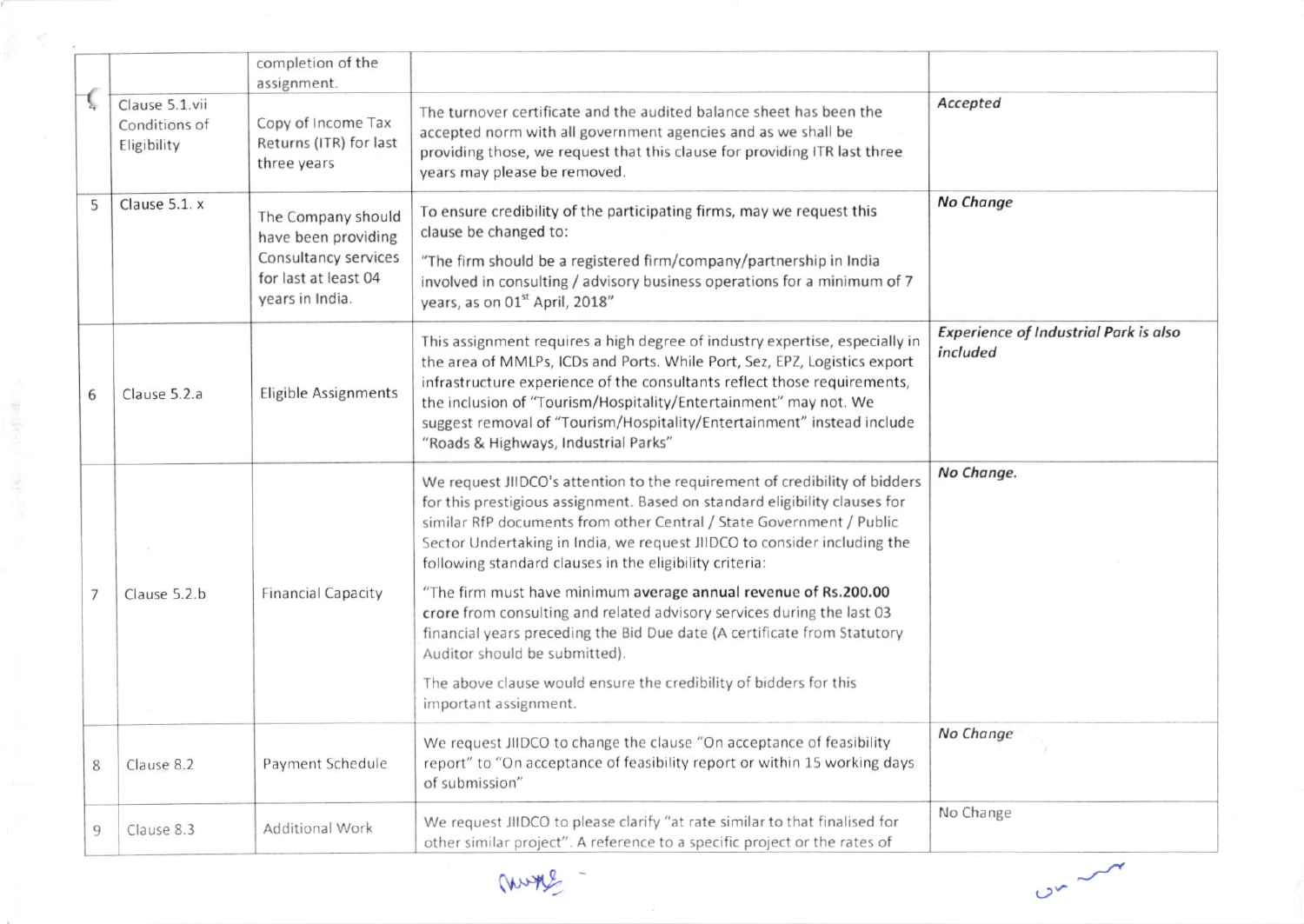| | | completion of the assignment. | | |
|---|---|---|---|---|
| 4 | Clause 5.1.vii Conditions of Eligibility | Copy of Income Tax Returns (ITR) for last three years | The turnover certificate and the audited balance sheet has been the accepted norm with all government agencies and as we shall be providing those, we request that this clause for providing ITR last three years may please be removed. | *Accepted* |
| 5 | Clause 5.1. x | The Company should have been providing Consultancy services for last at least 04 years in India. | To ensure credibility of the participating firms, may we request this clause be changed to:<br><br>"The firm should be a registered firm/company/partnership in India involved in consulting / advisory business operations for a minimum of 7 years, as on 01st April, 2018" | *No Change* |
| 6 | Clause 5.2.a | Eligible Assignments | This assignment requires a high degree of industry expertise, especially in the area of MMLPs, ICDs and Ports. While Port, Sez, EPZ, Logistics export infrastructure experience of the consultants reflect those requirements, the inclusion of "Tourism/Hospitality/Entertainment" may not. We suggest removal of "Tourism/Hospitality/Entertainment" instead include "Roads & Highways, Industrial Parks" | *Experience of Industrial Park is also included* |
| 7 | Clause 5.2.b | Financial Capacity | We request JIIDCO's attention to the requirement of credibility of bidders for this prestigious assignment. Based on standard eligibility clauses for similar RfP documents from other Central / State Government / Public Sector Undertaking in India, we request JIIDCO to consider including the following standard clauses in the eligibility criteria:<br><br>"The firm must have minimum **average annual revenue of Rs.200.00 crore** from consulting and related advisory services during the last 03 financial years preceding the Bid Due date (A certificate from Statutory Auditor should be submitted).<br><br>The above clause would ensure the credibility of bidders for this important assignment. | *No Change.* |
| 8 | Clause 8.2 | Payment Schedule | We request JIIDCO to change the clause "On acceptance of feasibility report" to "On acceptance of feasibility report or within 15 working days of submission" | *No Change* |
| 9 | Clause 8.3 | Additional Work | We request JIIDCO to please clarify "at rate similar to that finalised for other similar project". A reference to a specific project or the rates of | No Change |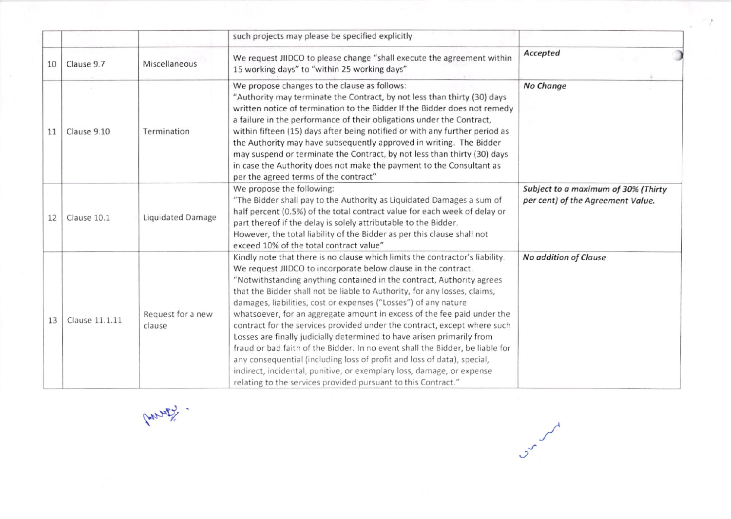| | | | | |
|---|---|---|---|---|
| | | | such projects may please be specified explicitly | |
| 10 | Clause 9.7 | Miscellaneous | We request JIIDCO to please change "shall execute the agreement within 15 working days" to "within 25 working days" | *Accepted* |
| 11 | Clause 9.10 | Termination | We propose changes to the clause as follows:<br>"Authority may terminate the Contract, by not less than thirty (30) days written notice of termination to the Bidder If the Bidder does not remedy a failure in the performance of their obligations under the Contract, within fifteen (15) days after being notified or with any further period as the Authority may have subsequently approved in writing. The Bidder may suspend or terminate the Contract, by not less than thirty (30) days in case the Authority does not make the payment to the Consultant as per the agreed terms of the contract" | ***No Change*** |
| 12 | Clause 10.1 | Liquidated Damage | We propose the following:<br>"The Bidder shall pay to the Authority as Liquidated Damages a sum of half percent (0.5%) of the total contract value for each week of delay or part thereof if the delay is solely attributable to the Bidder.<br>However, the total liability of the Bidder as per this clause shall not exceed 10% of the total contract value" | ***Subject to a maximum of 30% (Thirty per cent) of the Agreement Value.*** |
| 13 | Clause 11.1.11 | Request for a new clause | Kindly note that there is no clause which limits the contractor's liability. We request JIIDCO to incorporate below clause in the contract.<br>"Notwithstanding anything contained in the contract, Authority agrees that the Bidder shall not be liable to Authority, for any losses, claims, damages, liabilities, cost or expenses ("Losses") of any nature whatsoever, for an aggregate amount in excess of the fee paid under the contract for the services provided under the contract, except where such Losses are finally judicially determined to have arisen primarily from fraud or bad faith of the Bidder. In no event shall the Bidder, be liable for any consequential (including loss of profit and loss of data), special, indirect, incidental, punitive, or exemplary loss, damage, or expense relating to the services provided pursuant to this Contract." | ***No addition of Clause*** |